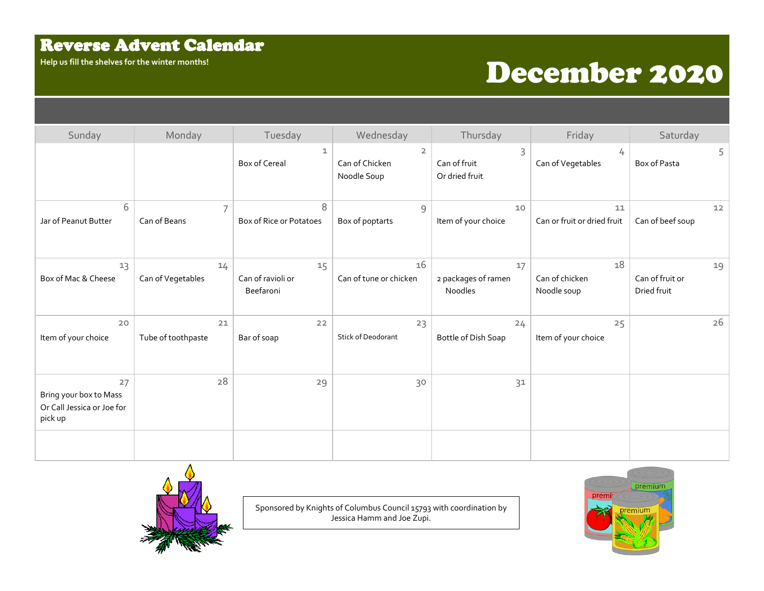# Reverse Advent Calendar

**Help us fill the shelves for the winter months!**

# December 2020

| Sunday | Monday | Tuesday | Wednesday | Thursday | Friday | Saturday |
|---|---|---|---|---|---|---|
| | | 1 Box of Cereal | 2 Can of Chicken Noodle Soup | 3 Can of fruit Or dried fruit | 4 Can of Vegetables | 5 Box of Pasta |
| 6 Jar of Peanut Butter | 7 Can of Beans | 8 Box of Rice or Potatoes | 9 Box of poptarts | 10 Item of your choice | 11 Can or fruit or dried fruit | 12 Can of beef soup |
| 13 Box of Mac & Cheese | 14 Can of Vegetables | 15 Can of ravioli or Beefaroni | 16 Can of tune or chicken | 17 2 packages of ramen Noodles | 18 Can of chicken Noodle soup | 19 Can of fruit or Dried fruit |
| 20 Item of your choice | 21 Tube of toothpaste | 22 Bar of soap | 23 Stick of Deodorant | 24 Bottle of Dish Soap | 25 Item of your choice | 26 |
| 27 Bring your box to Mass Or Call Jessica or Joe for pick up | 28 | 29 | 30 | 31 | | |
| | | | | | | |

Sponsored by Knights of Columbus Council 15793 with coordination by Jessica Hamm and Joe Zupi.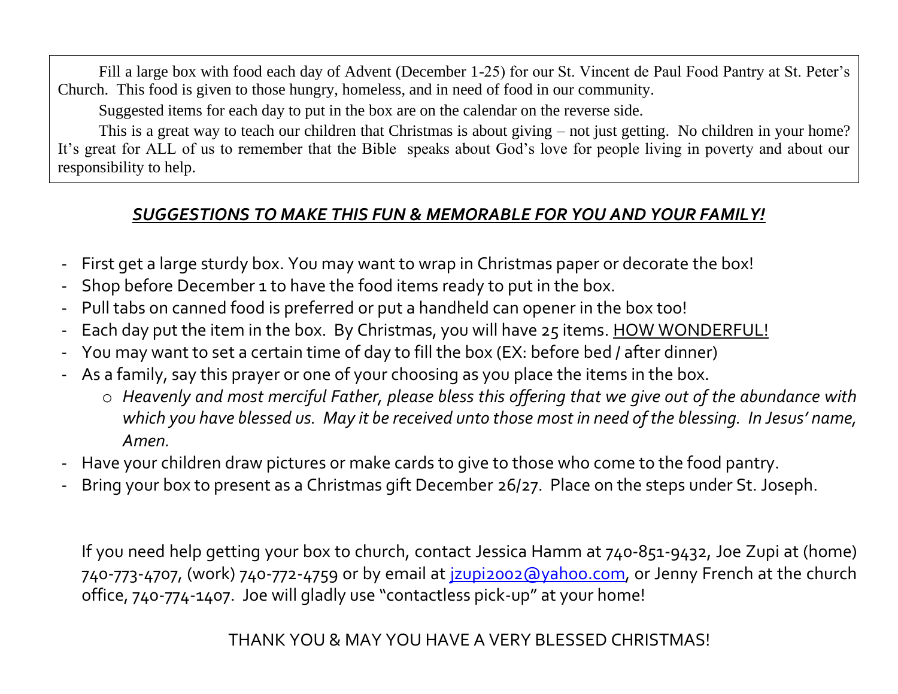Fill a large box with food each day of Advent (December 1-25) for our St. Vincent de Paul Food Pantry at St. Peter's Church. This food is given to those hungry, homeless, and in need of food in our community.

Suggested items for each day to put in the box are on the calendar on the reverse side.

This is a great way to teach our children that Christmas is about giving – not just getting. No children in your home? It's great for ALL of us to remember that the Bible speaks about God's love for people living in poverty and about our responsibility to help.

## ***<u>SUGGESTIONS TO MAKE THIS FUN & MEMORABLE FOR YOU AND YOUR FAMILY!</u>***

- First get a large sturdy box. You may want to wrap in Christmas paper or decorate the box!
- Shop before December 1 to have the food items ready to put in the box.
- Pull tabs on canned food is preferred or put a handheld can opener in the box too!
- Each day put the item in the box. By Christmas, you will have 25 items. <u>HOW WONDERFUL!</u>
- You may want to set a certain time of day to fill the box (EX: before bed / after dinner)
- As a family, say this prayer or one of your choosing as you place the items in the box.
  - *Heavenly and most merciful Father, please bless this offering that we give out of the abundance with which you have blessed us. May it be received unto those most in need of the blessing. In Jesus' name, Amen.*
- Have your children draw pictures or make cards to give to those who come to the food pantry.
- Bring your box to present as a Christmas gift December 26/27. Place on the steps under St. Joseph.

If you need help getting your box to church, contact Jessica Hamm at 740-851-9432, Joe Zupi at (home) 740-773-4707, (work) 740-772-4759 or by email at jzupi2002@yahoo.com, or Jenny French at the church office, 740-774-1407. Joe will gladly use "contactless pick-up" at your home!

THANK YOU & MAY YOU HAVE A VERY BLESSED CHRISTMAS!